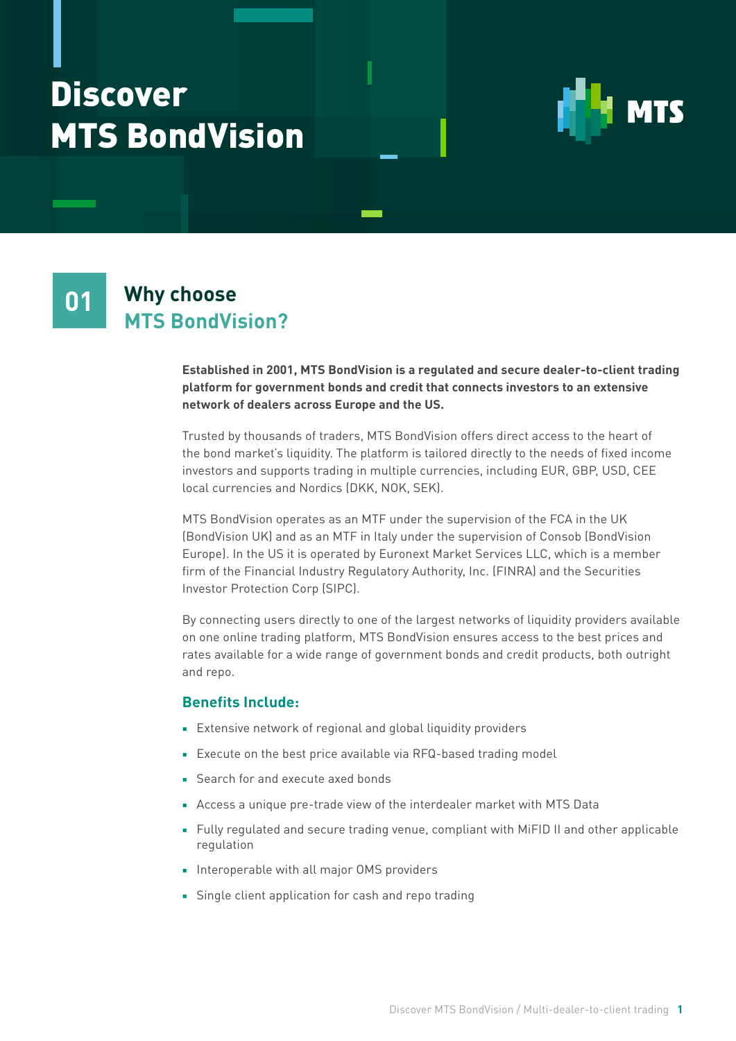# Discover MTS BondVision

MTS

## 01 Why choose MTS BondVision?

**Established in 2001, MTS BondVision is a regulated and secure dealer-to-client trading platform for government bonds and credit that connects investors to an extensive network of dealers across Europe and the US.**

Trusted by thousands of traders, MTS BondVision offers direct access to the heart of the bond market's liquidity. The platform is tailored directly to the needs of fixed income investors and supports trading in multiple currencies, including EUR, GBP, USD, CEE local currencies and Nordics (DKK, NOK, SEK).

MTS BondVision operates as an MTF under the supervision of the FCA in the UK (BondVision UK) and as an MTF in Italy under the supervision of Consob (BondVision Europe). In the US it is operated by Euronext Market Services LLC, which is a member firm of the Financial Industry Regulatory Authority, Inc. (FINRA) and the Securities Investor Protection Corp (SIPC).

By connecting users directly to one of the largest networks of liquidity providers available on one online trading platform, MTS BondVision ensures access to the best prices and rates available for a wide range of government bonds and credit products, both outright and repo.

### Benefits Include:

- Extensive network of regional and global liquidity providers
- Execute on the best price available via RFQ-based trading model
- Search for and execute axed bonds
- Access a unique pre-trade view of the interdealer market with MTS Data
- Fully regulated and secure trading venue, compliant with MiFID II and other applicable regulation
- Interoperable with all major OMS providers
- Single client application for cash and repo trading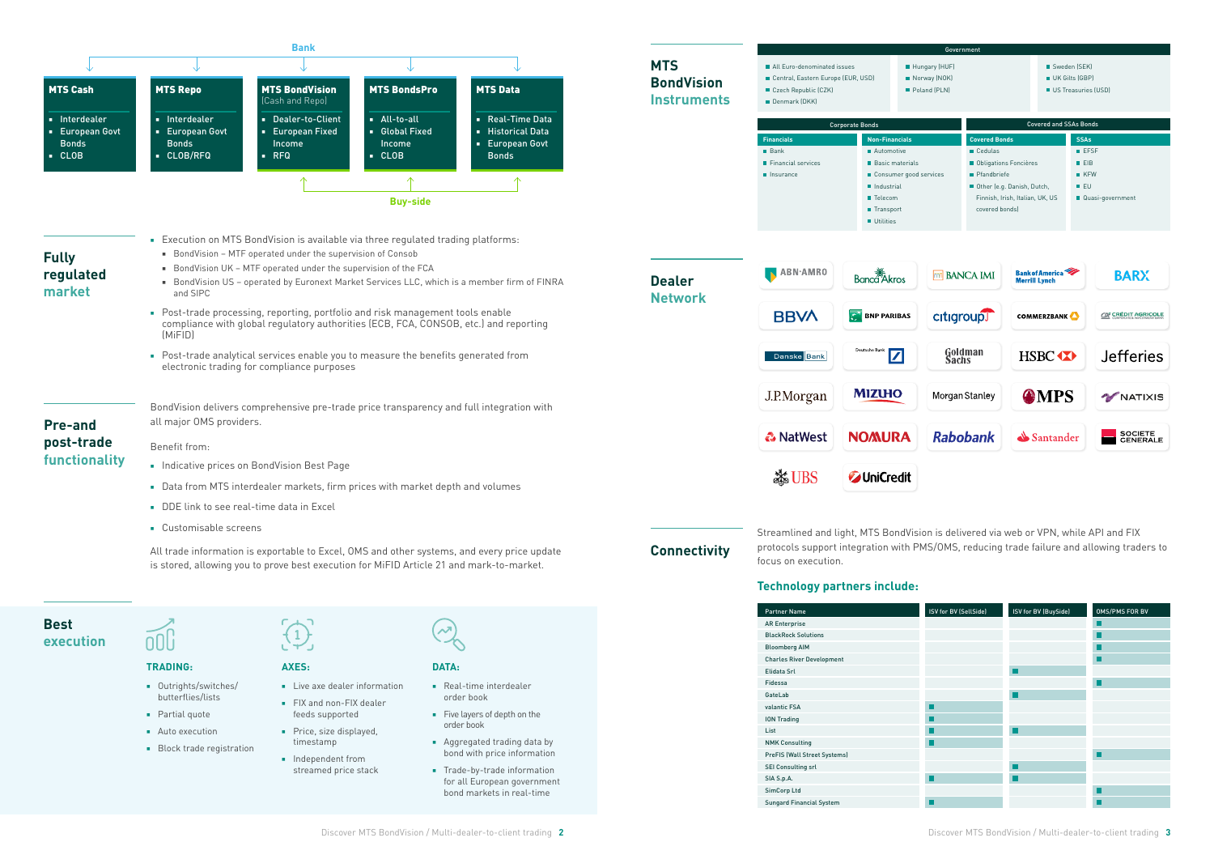Bank

| MTS Cash | MTS Repo | MTS BondVision (Cash and Repo) | MTS BondsPro | MTS Data |
|---|---|---|---|---|
| Interdealer<br>European Govt Bonds<br>CLOB | Interdealer<br>European Govt Bonds<br>CLOB/RFQ | Dealer-to-Client<br>European Fixed Income<br>RFQ | All-to-all<br>Global Fixed Income<br>CLOB | Real-Time Data<br>Historical Data<br>European Govt Bonds |

Buy-side

## Fully regulated market

- Execution on MTS BondVision is available via three regulated trading platforms:
  - BondVision – MTF operated under the supervision of Consob
  - BondVision UK – MTF operated under the supervision of the FCA
  - BondVision US – operated by Euronext Market Services LLC, which is a member firm of FINRA and SIPC
- Post-trade processing, reporting, portfolio and risk management tools enable compliance with global regulatory authorities (ECB, FCA, CONSOB, etc.) and reporting (MiFID)
- Post-trade analytical services enable you to measure the benefits generated from electronic trading for compliance purposes

## Pre-and post-trade functionality

BondVision delivers comprehensive pre-trade price transparency and full integration with all major OMS providers.

Benefit from:

- Indicative prices on BondVision Best Page
- Data from MTS interdealer markets, firm prices with market depth and volumes
- DDE link to see real-time data in Excel
- Customisable screens

All trade information is exportable to Excel, OMS and other systems, and every price update is stored, allowing you to prove best execution for MiFID Article 21 and mark-to-market.

## Best execution

**TRADING:**

- Outrights/switches/butterflies/lists
- Partial quote
- Auto execution
- Block trade registration

**AXES:**

- Live axe dealer information
- FIX and non-FIX dealer feeds supported
- Price, size displayed, timestamp
- Independent from streamed price stack

**DATA:**

- Real-time interdealer order book
- Five layers of depth on the order book
- Aggregated trading data by bond with price information
- Trade-by-trade information for all European government bond markets in real-time

## MTS BondVision Instruments

**Government**

- All Euro-denominated issues
- Central, Eastern Europe (EUR, USD)
- Czech Republic (CZK)
- Denmark (DKK)
- Hungary (HUF)
- Norway (NOK)
- Poland (PLN)
- Sweden (SEK)
- UK Gilts (GBP)
- US Treasuries (USD)

**Corporate Bonds**

| Financials | Non-Financials |
|---|---|
| Bank<br>Financial services<br>Insurance | Automotive<br>Basic materials<br>Consumer good services<br>Industrial<br>Telecom<br>Transport<br>Utilities |

**Covered and SSAs Bonds**

| Covered Bonds | SSAs |
|---|---|
| Cedulas<br>Obligations Foncières<br>Pfandbriefe<br>Other (e.g. Danish, Dutch, Finnish, Irish, Italian, UK, US covered bonds) | EFSF<br>EIB<br>KFW<br>EU<br>Quasi-government |

## Dealer Network

ABN·AMRO, Banca Akros, Banca IMI, Bank of America Merrill Lynch, BARX, BBVA, BNP Paribas, Citigroup, Commerzbank, Crédit Agricole, Danske Bank, Deutsche Bank, Goldman Sachs, HSBC, Jefferies, J.P.Morgan, Mizuho, Morgan Stanley, MPS, Natixis, NatWest, Nomura, Rabobank, Santander, Société Générale, UBS, UniCredit

## Connectivity

Streamlined and light, MTS BondVision is delivered via web or VPN, while API and FIX protocols support integration with PMS/OMS, reducing trade failure and allowing traders to focus on execution.

### Technology partners include:

| Partner Name | ISV for BV (SellSide) | ISV for BV (BuySide) | OMS/PMS FOR BV |
|---|---|---|---|
| AR Enterprise | | | ■ |
| BlackRock Solutions | | | ■ |
| Bloomberg AIM | | | ■ |
| Charles River Development | | | ■ |
| Elidata Srl | | ■ | |
| Fidessa | | | ■ |
| GateLab | | ■ | |
| valantic FSA | ■ | | |
| ION Trading | ■ | | |
| List | ■ | ■ | |
| NMK Consulting | ■ | | |
| PreFIS (Wall Street Systems) | | | ■ |
| SEI Consulting srl | | ■ | |
| SIA S.p.A. | ■ | ■ | |
| SimCorp Ltd | | | ■ |
| Sungard Financial System | ■ | | ■ |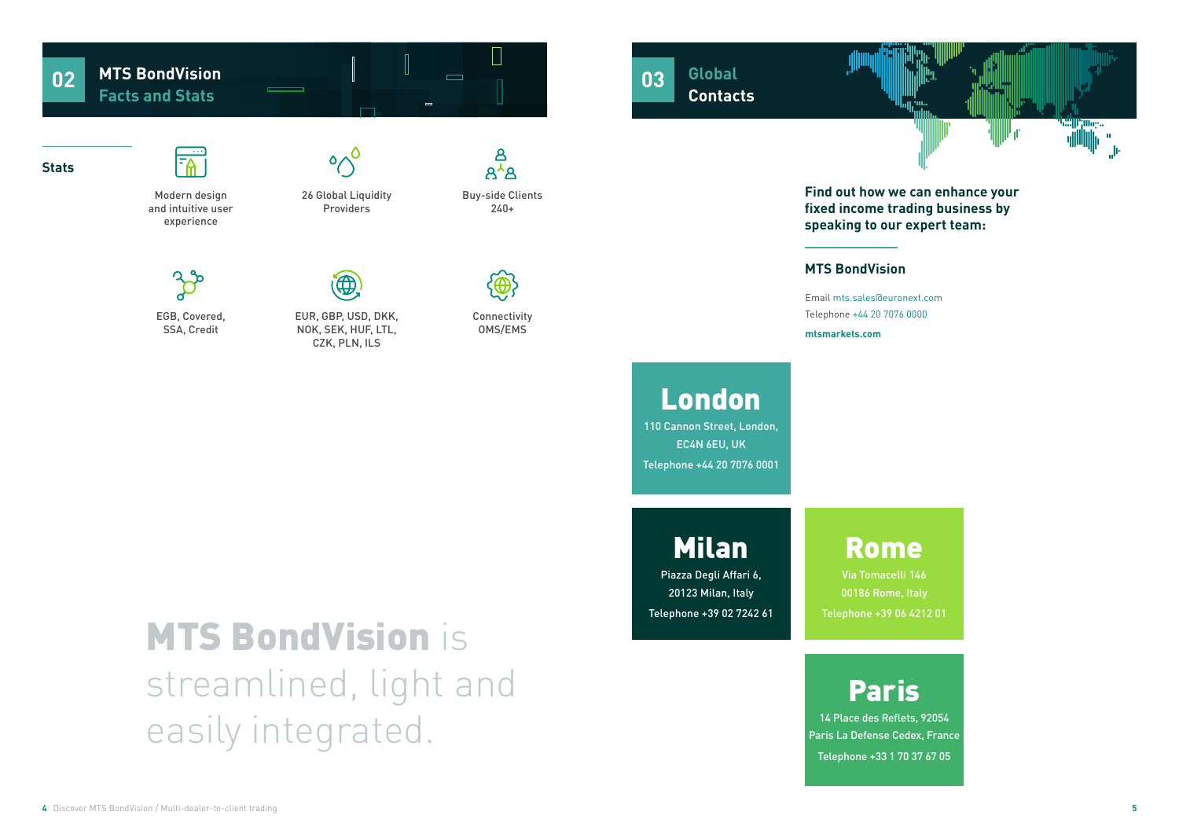## 02 MTS BondVision Facts and Stats

### Stats

- Modern design and intuitive user experience
- 26 Global Liquidity Providers
- Buy-side Clients 240+
- EGB, Covered, SSA, Credit
- EUR, GBP, USD, DKK, NOK, SEK, HUF, LTL, CZK, PLN, ILS
- Connectivity OMS/EMS

**MTS BondVision** is streamlined, light and easily integrated.

## 03 Global Contacts

**Find out how we can enhance your fixed income trading business by speaking to our expert team:**

### MTS BondVision

Email mts.sales@euronext.com
Telephone +44 20 7076 0000

**mtsmarkets.com**

### London

110 Cannon Street, London, EC4N 6EU, UK

Telephone +44 20 7076 0001

### Milan

Piazza Degli Affari 6, 20123 Milan, Italy

Telephone +39 02 7242 61

### Rome

Via Tomacelli 146
00186 Rome, Italy

Telephone +39 06 4212 01

### Paris

14 Place des Reflets, 92054 Paris La Defense Cedex, France

Telephone +33 1 70 37 67 05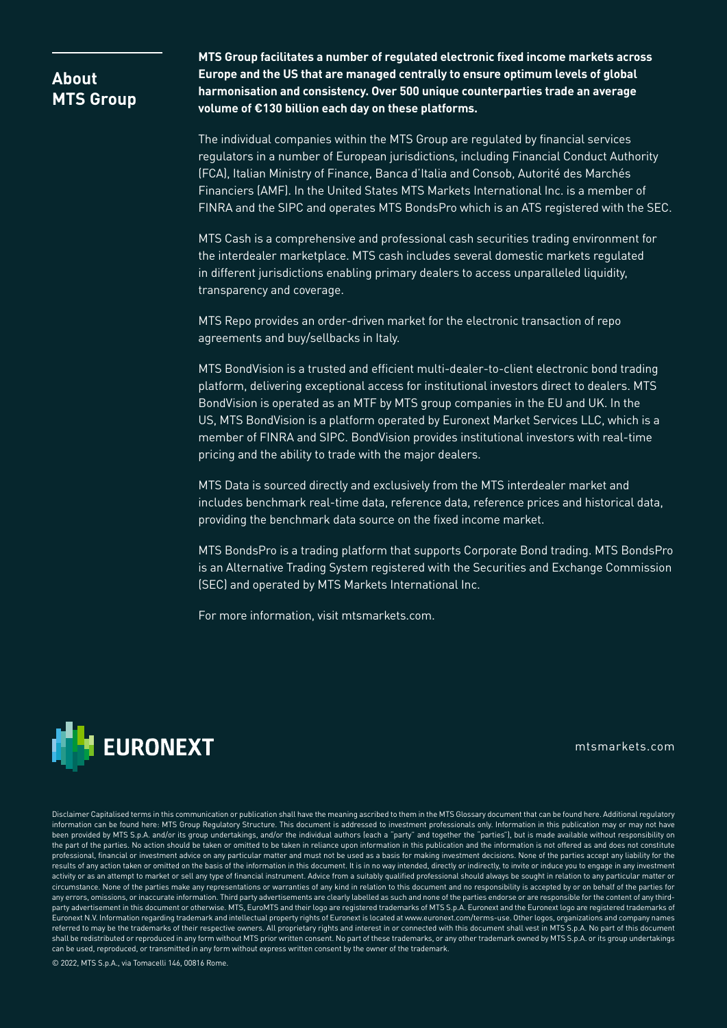## About MTS Group

**MTS Group facilitates a number of regulated electronic fixed income markets across Europe and the US that are managed centrally to ensure optimum levels of global harmonisation and consistency. Over 500 unique counterparties trade an average volume of €130 billion each day on these platforms.**

The individual companies within the MTS Group are regulated by financial services regulators in a number of European jurisdictions, including Financial Conduct Authority (FCA), Italian Ministry of Finance, Banca d'Italia and Consob, Autorité des Marchés Financiers (AMF). In the United States MTS Markets International Inc. is a member of FINRA and the SIPC and operates MTS BondsPro which is an ATS registered with the SEC.

MTS Cash is a comprehensive and professional cash securities trading environment for the interdealer marketplace. MTS cash includes several domestic markets regulated in different jurisdictions enabling primary dealers to access unparalleled liquidity, transparency and coverage.

MTS Repo provides an order-driven market for the electronic transaction of repo agreements and buy/sellbacks in Italy.

MTS BondVision is a trusted and efficient multi-dealer-to-client electronic bond trading platform, delivering exceptional access for institutional investors direct to dealers. MTS BondVision is operated as an MTF by MTS group companies in the EU and UK. In the US, MTS BondVision is a platform operated by Euronext Market Services LLC, which is a member of FINRA and SIPC. BondVision provides institutional investors with real-time pricing and the ability to trade with the major dealers.

MTS Data is sourced directly and exclusively from the MTS interdealer market and includes benchmark real-time data, reference data, reference prices and historical data, providing the benchmark data source on the fixed income market.

MTS BondsPro is a trading platform that supports Corporate Bond trading. MTS BondsPro is an Alternative Trading System registered with the Securities and Exchange Commission (SEC) and operated by MTS Markets International Inc.

For more information, visit mtsmarkets.com.

EURONEXT

mtsmarkets.com

Disclaimer Capitalised terms in this communication or publication shall have the meaning ascribed to them in the MTS Glossary document that can be found here. Additional regulatory information can be found here: MTS Group Regulatory Structure. This document is addressed to investment professionals only. Information in this publication may or may not have been provided by MTS S.p.A. and/or its group undertakings, and/or the individual authors (each a "party" and together the "parties"), but is made available without responsibility on the part of the parties. No action should be taken or omitted to be taken in reliance upon information in this publication and the information is not offered as and does not constitute professional, financial or investment advice on any particular matter and must not be used as a basis for making investment decisions. None of the parties accept any liability for the results of any action taken or omitted on the basis of the information in this document. It is in no way intended, directly or indirectly, to invite or induce you to engage in any investment activity or as an attempt to market or sell any type of financial instrument. Advice from a suitably qualified professional should always be sought in relation to any particular matter or circumstance. None of the parties make any representations or warranties of any kind in relation to this document and no responsibility is accepted by or on behalf of the parties for any errors, omissions, or inaccurate information. Third party advertisements are clearly labelled as such and none of the parties endorse or are responsible for the content of any third-party advertisement in this document or otherwise. MTS, EuroMTS and their logo are registered trademarks of MTS S.p.A. Euronext and the Euronext logo are registered trademarks of Euronext N.V. Information regarding trademark and intellectual property rights of Euronext is located at www.euronext.com/terms-use. Other logos, organizations and company names referred to may be the trademarks of their respective owners. All proprietary rights and interest in or connected with this document shall vest in MTS S.p.A. No part of this document shall be redistributed or reproduced in any form without MTS prior written consent. No part of these trademarks, or any other trademark owned by MTS S.p.A. or its group undertakings can be used, reproduced, or transmitted in any form without express written consent by the owner of the trademark.

© 2022, MTS S.p.A., via Tomacelli 146, 00816 Rome.